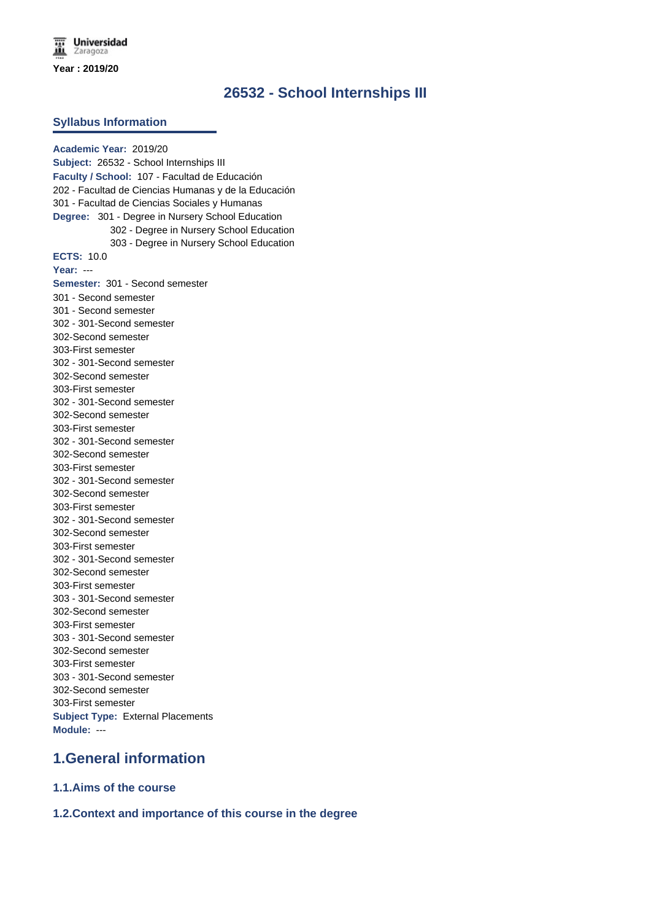Year : 2019/20

# 26532 - School Internships III

## Syllabus Information

**Academic Year:** 2019/20
**Subject:** 26532 - School Internships III
**Faculty / School:** 107 - Facultad de Educación
202 - Facultad de Ciencias Humanas y de la Educación
301 - Facultad de Ciencias Sociales y Humanas
**Degree:** 301 - Degree in Nursery School Education
302 - Degree in Nursery School Education
303 - Degree in Nursery School Education
**ECTS:** 10.0
**Year:** ---
**Semester:** 301 - Second semester
301 - Second semester
301 - Second semester
302 - 301-Second semester
302-Second semester
303-First semester
302 - 301-Second semester
302-Second semester
303-First semester
302 - 301-Second semester
302-Second semester
303-First semester
302 - 301-Second semester
302-Second semester
303-First semester
302 - 301-Second semester
302-Second semester
303-First semester
302 - 301-Second semester
302-Second semester
303-First semester
302 - 301-Second semester
302-Second semester
303-First semester
303 - 301-Second semester
302-Second semester
303-First semester
303 - 301-Second semester
302-Second semester
303-First semester
303 - 301-Second semester
302-Second semester
303-First semester
**Subject Type:** External Placements
**Module:** ---

## 1.General information

### 1.1.Aims of the course

### 1.2.Context and importance of this course in the degree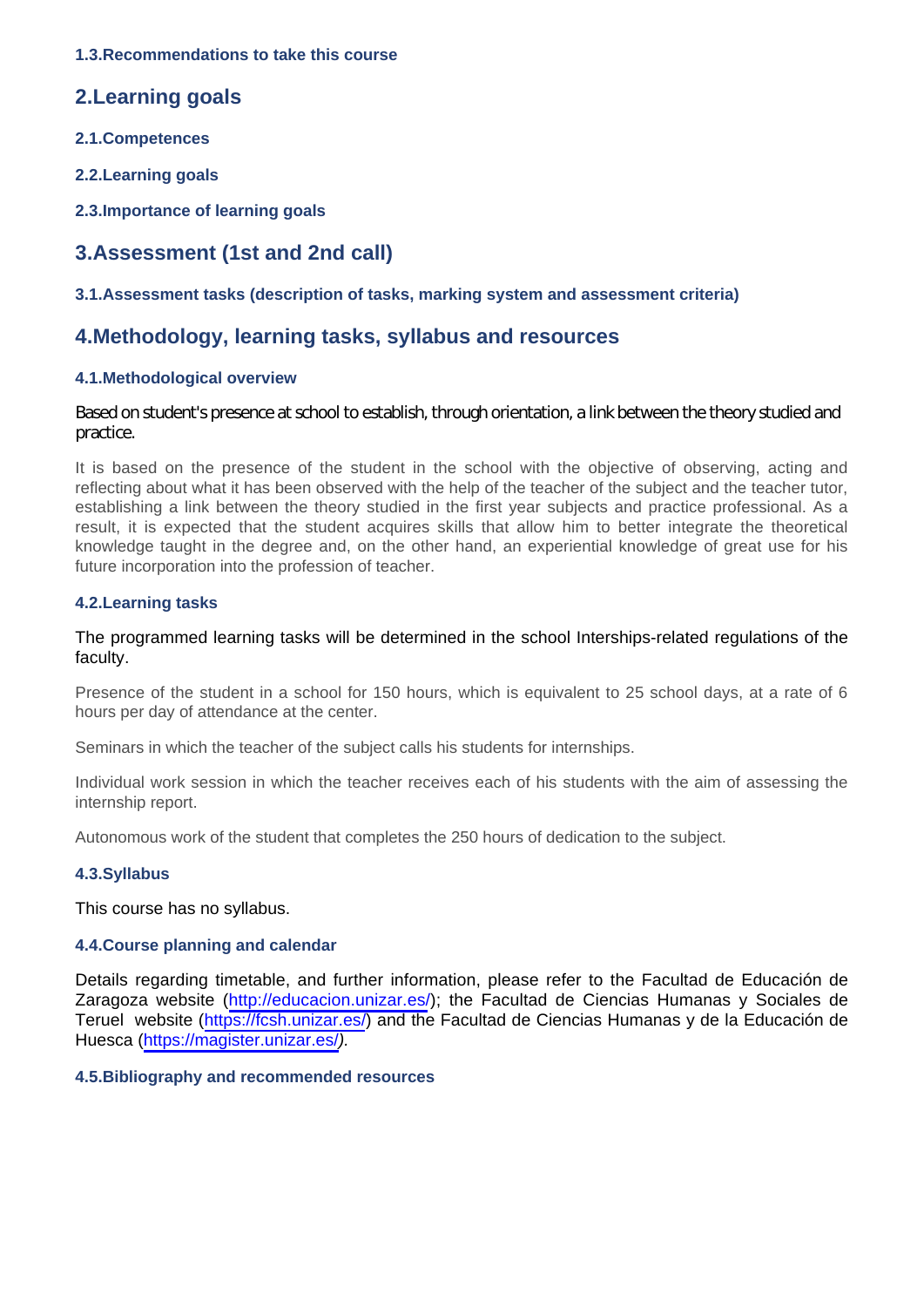### 1.3.Recommendations to take this course

## 2.Learning goals

### 2.1.Competences

### 2.2.Learning goals

### 2.3.Importance of learning goals

## 3.Assessment (1st and 2nd call)

### 3.1.Assessment tasks (description of tasks, marking system and assessment criteria)

## 4.Methodology, learning tasks, syllabus and resources

### 4.1.Methodological overview

Based on student's presence at school to establish, through orientation, a link between the theory studied and practice.

It is based on the presence of the student in the school with the objective of observing, acting and reflecting about what it has been observed with the help of the teacher of the subject and the teacher tutor, establishing a link between the theory studied in the first year subjects and practice professional. As a result, it is expected that the student acquires skills that allow him to better integrate the theoretical knowledge taught in the degree and, on the other hand, an experiential knowledge of great use for his future incorporation into the profession of teacher.

### 4.2.Learning tasks

The programmed learning tasks will be determined in the school Interships-related regulations of the faculty.

Presence of the student in a school for 150 hours, which is equivalent to 25 school days, at a rate of 6 hours per day of attendance at the center.

Seminars in which the teacher of the subject calls his students for internships.

Individual work session in which the teacher receives each of his students with the aim of assessing the internship report.

Autonomous work of the student that completes the 250 hours of dedication to the subject.

### 4.3.Syllabus

This course has no syllabus.

### 4.4.Course planning and calendar

Details regarding timetable, and further information, please refer to the Facultad de Educación de Zaragoza website (http://educacion.unizar.es/); the Facultad de Ciencias Humanas y Sociales de Teruel website (https://fcsh.unizar.es/) and the Facultad de Ciencias Humanas y de la Educación de Huesca (https://magister.unizar.es/).

### 4.5.Bibliography and recommended resources